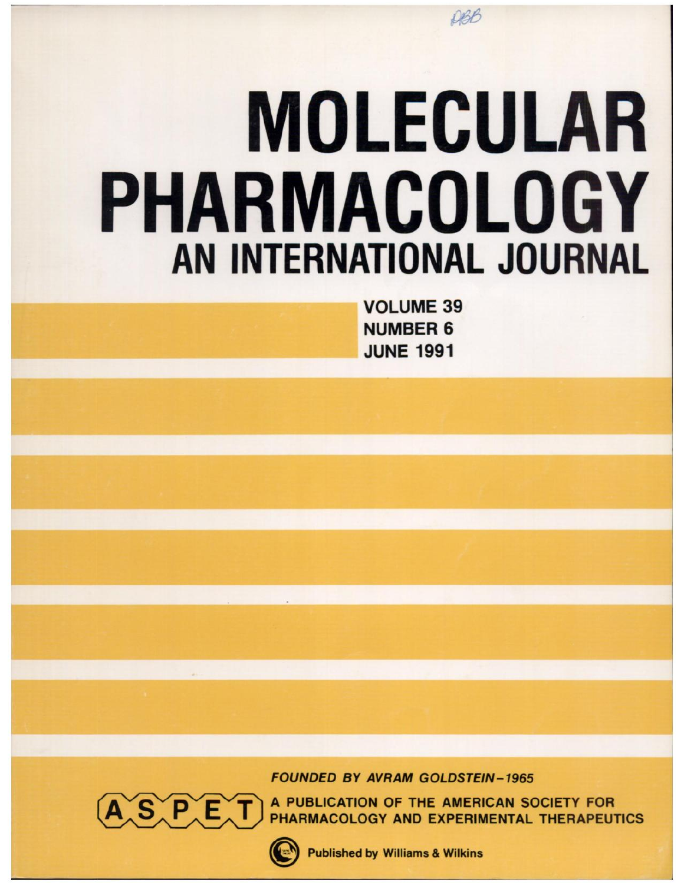# MOLECULAR PHARMACOLOGY

## AN INTERNATIONAL JOURNAL

**VOLUME 39**
**NUMBER 6**
**JUNE 1991**

*FOUNDED BY AVRAM GOLDSTEIN–1965*

ASPET

A PUBLICATION OF THE AMERICAN SOCIETY FOR PHARMACOLOGY AND EXPERIMENTAL THERAPEUTICS

Published by Williams & Wilkins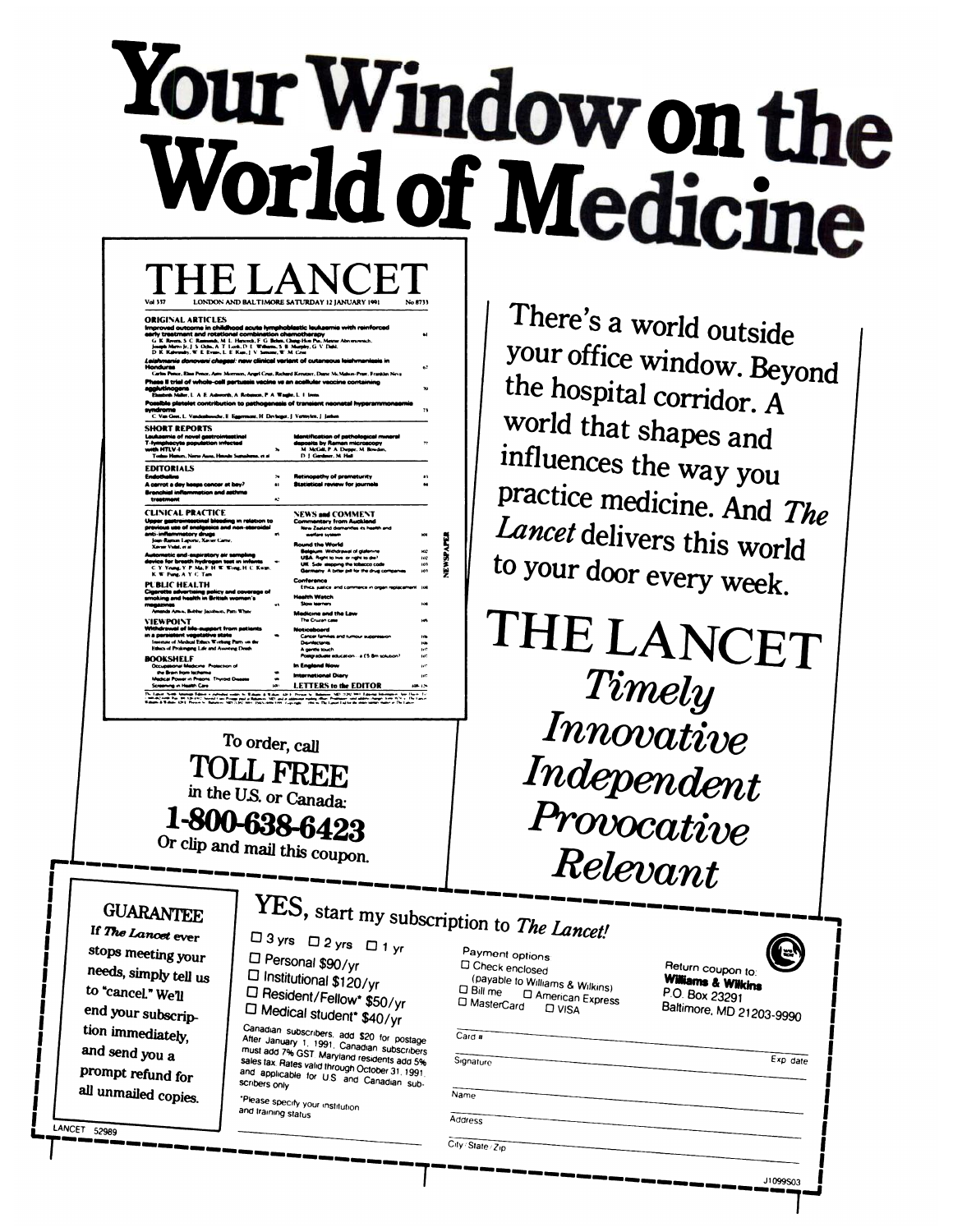# Your Window on the World of Medicine

# THE LANCET

Vol 337 LONDON AND BALTIMORE SATURDAY 12 JANUARY 1991 No 8733

**ORIGINAL ARTICLES**

**Improved outcome in childhood acute lymphoblastic leukaemia with reinforced early treatment and rotational combination chemotherapy**

**Leishmania donovani chagasi: new clinical variant of cutaneous leishmaniasis in Honduras**

**Phase II trial of whole-cell pertussis vaccine vs an acellular vaccine containing agglutinogens**

**Possible platelet contribution to pathogenesis of transient neonatal hyperammonaemia syndrome**

**SHORT REPORTS**

**Leukaemia of novel gastrointestinal T-lymphocyte population infected with HTLV-I**

**Identification of pathological mineral deposits by Raman microscopy**

**EDITORIALS**

**Endothelins**

**A carrot a day keeps cancer at bay?**

**Bronchial inflammation and asthma treatment**

**Retinopathy of prematurity**

**Statistical review for journals**

**CLINICAL PRACTICE**

**Upper gastrointestinal bleeding in relation to previous use of analgesics and non-steroidal anti-inflammatory drugs**

**Automatic end-expiratory air sampling device for breath hydrogen test in infants**

**PUBLIC HEALTH**

**Cigarette advertising policy and coverage of smoking and health in British women's magazines**

**VIEWPOINT**

**Withdrawal of life-support from patients in a persistent vegetative state**

**BOOKSHELF**

**NEWS and COMMENT**

**Round the World**

**Conference**

**Health Watch**

**Medicine and the Law**

**Noticeboard**

**In England Now**

**International Diary**

**LETTERS to the EDITOR**

To order, call

**TOLL FREE**

in the U.S. or Canada:

## 1-800-638-6423

Or clip and mail this coupon.

There's a world outside your office window. Beyond the hospital corridor. A world that shapes and influences the way you practice medicine. And *The Lancet* delivers this world to your door every week.

# THE LANCET

*Timely*

*Innovative*

*Independent*

*Provocative*

*Relevant*

---

**GUARANTEE**

If *The Lancet* ever stops meeting your needs, simply tell us to "cancel." We'll end your subscription immediately, and send you a prompt refund for all unmailed copies.

LANCET 52989

## YES, start my subscription to *The Lancet!*

☐ 3 yrs ☐ 2 yrs ☐ 1 yr

☐ Personal $90/yr

☐ Institutional $120/yr

☐ Resident/Fellow* $50/yr

☐ Medical student* $40/yr

Canadian subscribers, add $20 for postage. After January 1, 1991, Canadian subscribers must add 7% GST. Maryland residents add 5% sales tax. Rates valid through October 31, 1991 and applicable for U.S. and Canadian subscribers only.

*Please specify your institution and training status

Payment options

☐ Check enclosed (payable to Williams & Wilkins)

☐ Bill me ☐ American Express

☐ MasterCard ☐ VISA

Card #

Signature

Exp date

Name

Address

City/State/Zip

Return coupon to:
**Williams & Wilkins**
P.O. Box 23291
Baltimore, MD 21203-9990

J1099S03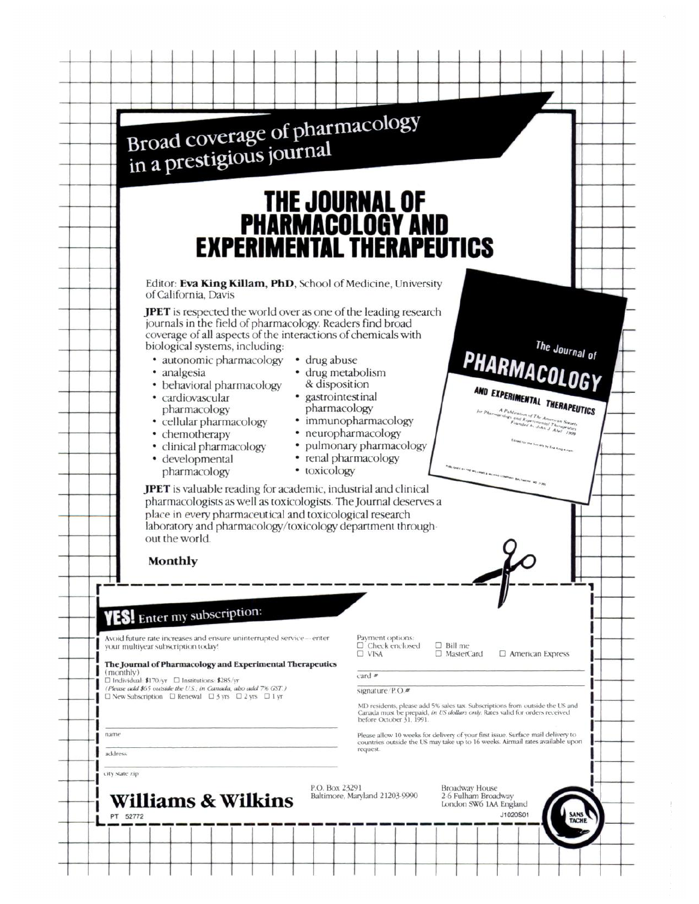# Broad coverage of pharmacology in a prestigious journal

# THE JOURNAL OF PHARMACOLOGY AND EXPERIMENTAL THERAPEUTICS

Editor: **Eva King Killam, PhD**, School of Medicine, University of California, Davis

**JPET** is respected the world over as one of the leading research journals in the field of pharmacology. Readers find broad coverage of all aspects of the interactions of chemicals with biological systems, including:

- autonomic pharmacology
- analgesia
- behavioral pharmacology
- cardiovascular pharmacology
- cellular pharmacology
- chemotherapy
- clinical pharmacology
- developmental pharmacology
- drug abuse
- drug metabolism & disposition
- gastrointestinal pharmacology
- immunopharmacology
- neuropharmacology
- pulmonary pharmacology
- renal pharmacology
- toxicology

**JPET** is valuable reading for academic, industrial and clinical pharmacologists as well as toxicologists. The Journal deserves a place in every pharmaceutical and toxicological research laboratory and pharmacology/toxicology department throughout the world.

**Monthly**

## YES! Enter my subscription:

Avoid future rate increases and ensure uninterrupted service—enter your multiyear subscription today!

**The Journal of Pharmacology and Experimental Therapeutics** (monthly)

☐ Individual: $170/yr ☐ Institutions: $285/yr

*(Please add $65 outside the U.S.; in Canada, also add 7% GST.)*

☐ New Subscription ☐ Renewal ☐ 3 yrs ☐ 2 yrs ☐ 1 yr

name

address

city state zip

Payment options:

☐ Check enclosed ☐ Bill me

☐ VISA ☐ MasterCard ☐ American Express

card #

signature/P.O.#

MD residents, please add 5% sales tax. Subscriptions from outside the US and Canada must be prepaid, *in US dollars only*. Rates valid for orders received before October 31, 1991.

Please allow 10 weeks for delivery of your first issue. Surface mail delivery to countries outside the US may take up to 16 weeks. Airmail rates available upon request.

**Williams & Wilkins**

P.O. Box 23291
Baltimore, Maryland 21203-9990

Broadway House
2-6 Fulham Broadway
London SW6 1AA England

PT 52772

J1020S01